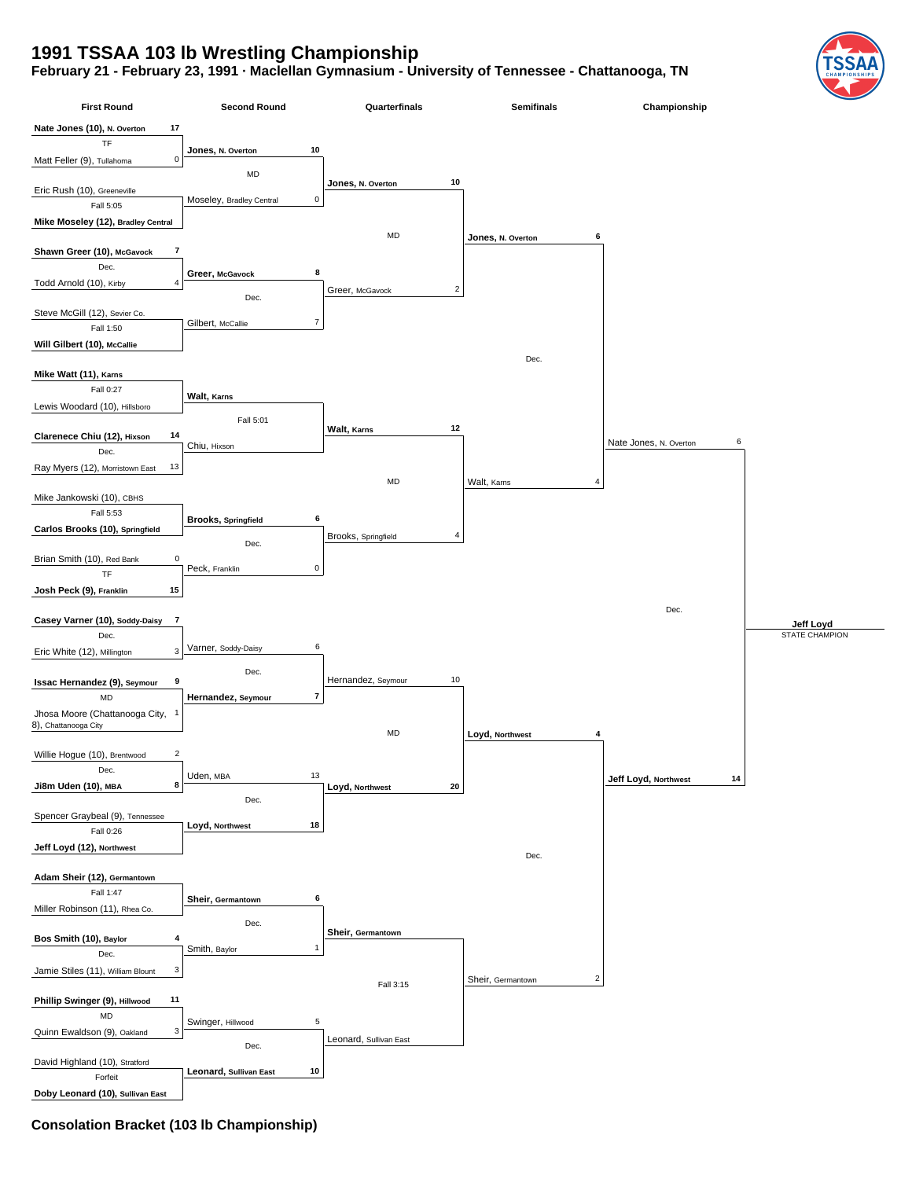# 1991 TSSAA 103 lb Wrestling Championship

**February 21 - February 23, 1991 · Maclellan Gymnasium - University of Tennessee - Chattanooga, TN**

## First Round

| Wrestler 1 | Score | Result | Wrestler 2 | Score |
|---|---|---|---|---|
| **Nate Jones (10), N. Overton** | 17 | TF | Matt Feller (9), Tullahoma | 0 |
| Eric Rush (10), Greeneville | | Fall 5:05 | **Mike Moseley (12), Bradley Central** | |
| **Shawn Greer (10), McGavock** | 7 | Dec. | Todd Arnold (10), Kirby | 4 |
| Steve McGill (12), Sevier Co. | | Fall 1:50 | **Will Gilbert (10), McCallie** | |
| **Mike Watt (11), Karns** | | Fall 0:27 | Lewis Woodard (10), Hillsboro | |
| **Clarenece Chiu (12), Hixson** | 14 | Dec. | Ray Myers (12), Morristown East | 13 |
| Mike Jankowski (10), CBHS | | Fall 5:53 | **Carlos Brooks (10), Springfield** | |
| Brian Smith (10), Red Bank | 0 | TF | **Josh Peck (9), Franklin** | 15 |
| **Casey Varner (10), Soddy-Daisy** | 7 | Dec. | Eric White (12), Millington | 3 |
| **Issac Hernandez (9), Seymour** | 9 | MD | Jhosa Moore (Chattanooga City, 8), Chattanooga City | 1 |
| Willie Hogue (10), Brentwood | 2 | Dec. | **Ji8m Uden (10), MBA** | 8 |
| Spencer Graybeal (9), Tennessee | | Fall 0:26 | **Jeff Loyd (12), Northwest** | |
| **Adam Sheir (12), Germantown** | | Fall 1:47 | Miller Robinson (11), Rhea Co. | |
| **Bos Smith (10), Baylor** | 4 | Dec. | Jamie Stiles (11), William Blount | 3 |
| **Phillip Swinger (9), Hillwood** | 11 | MD | Quinn Ewaldson (9), Oakland | 3 |
| David Highland (10), Stratford | | Forfeit | **Doby Leonard (10), Sullivan East** | |

## Second Round

| Wrestler 1 | Score | Result | Wrestler 2 | Score |
|---|---|---|---|---|
| **Jones, N. Overton** | 10 | MD | Moseley, Bradley Central | 0 |
| **Greer, McGavock** | 8 | Dec. | Gilbert, McCallie | 7 |
| **Walt, Karns** | | Fall 5:01 | Chiu, Hixson | |
| **Brooks, Springfield** | 6 | Dec. | Peck, Franklin | 0 |
| Varner, Soddy-Daisy | 6 | Dec. | **Hernandez, Seymour** | 7 |
| Uden, MBA | 13 | Dec. | **Loyd, Northwest** | 18 |
| **Sheir, Germantown** | 6 | Dec. | Smith, Baylor | 1 |
| Swinger, Hillwood | 5 | Dec. | **Leonard, Sullivan East** | 10 |

## Quarterfinals

| Wrestler 1 | Score | Result | Wrestler 2 | Score |
|---|---|---|---|---|
| **Jones, N. Overton** | 10 | MD | Greer, McGavock | 2 |
| **Walt, Karns** | 12 | MD | Brooks, Springfield | 4 |
| Hernandez, Seymour | 10 | MD | **Loyd, Northwest** | 20 |
| **Sheir, Germantown** | | Fall 3:15 | Leonard, Sullivan East | |

## Semifinals

| Wrestler 1 | Score | Result | Wrestler 2 | Score |
|---|---|---|---|---|
| **Jones, N. Overton** | 6 | Dec. | Walt, Karns | 4 |
| **Loyd, Northwest** | 4 | Dec. | Sheir, Germantown | 2 |

## Championship

| Wrestler 1 | Score | Result | Wrestler 2 | Score |
|---|---|---|---|---|
| Nate Jones, N. Overton | 6 | Dec. | **Jeff Loyd, Northwest** | 14 |

**Jeff Loyd**
STATE CHAMPION

## Consolation Bracket (103 lb Championship)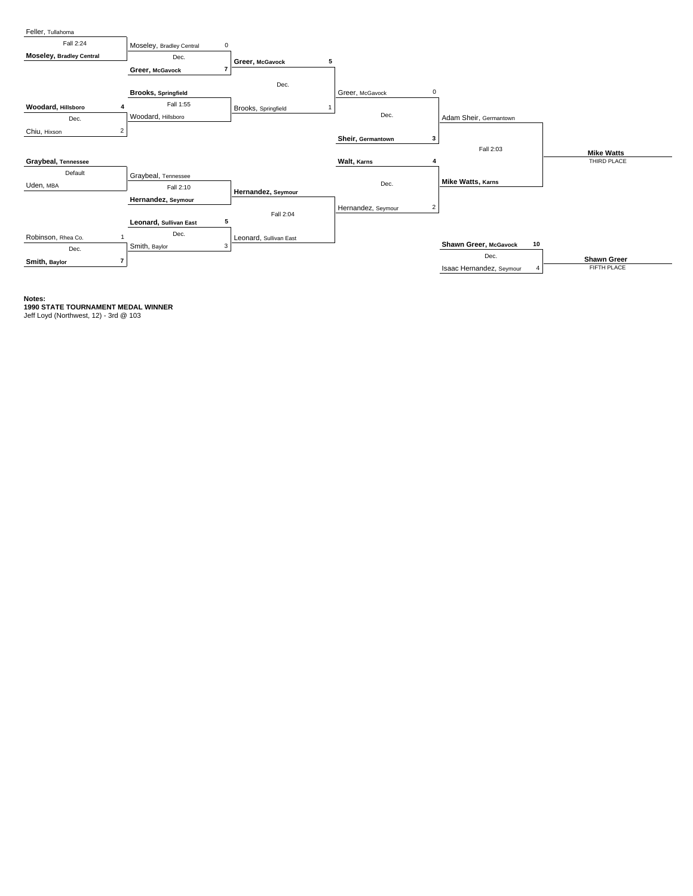**Consolation Bracket**

**First round**

- Feller, Tullahoma vs **Moseley, Bradley Central** — Fall 2:24
- **Woodard, Hillsboro** 4 vs Chiu, Hixson 2 — Dec.
- **Graybeal, Tennessee** vs Uden, MBA — Default
- Robinson, Rhea Co. 1 vs **Smith, Baylor** 7 — Dec.

**Second round**

- Moseley, Bradley Central 0 vs **Greer, McGavock** 7 — Dec.
- **Brooks, Springfield** vs Woodard, Hillsboro — Fall 1:55
- Graybeal, Tennessee vs **Hernandez, Seymour** — Fall 2:10
- **Leonard, Sullivan East** 5 vs Smith, Baylor 3 — Dec.

**Third round**

- **Greer, McGavock** 5 vs Brooks, Springfield 1 — Dec.
- **Hernandez, Seymour** vs Leonard, Sullivan East — Fall 2:04

**Fourth round**

- Greer, McGavock 0 vs **Sheir, Germantown** 3 — Dec.
- **Walt, Karns** 4 vs Hernandez, Seymour 2 — Dec.

**Third place match**

- Adam Sheir, Germantown vs **Mike Watts, Karns** — Fall 2:03

**Mike Watts**
THIRD PLACE

**Fifth place match**

- **Shawn Greer, McGavock** 10 vs Isaac Hernandez, Seymour 4 — Dec.

**Shawn Greer**
FIFTH PLACE

**Notes:**
**1990 STATE TOURNAMENT MEDAL WINNER**
Jeff Loyd (Northwest, 12) - 3rd @ 103